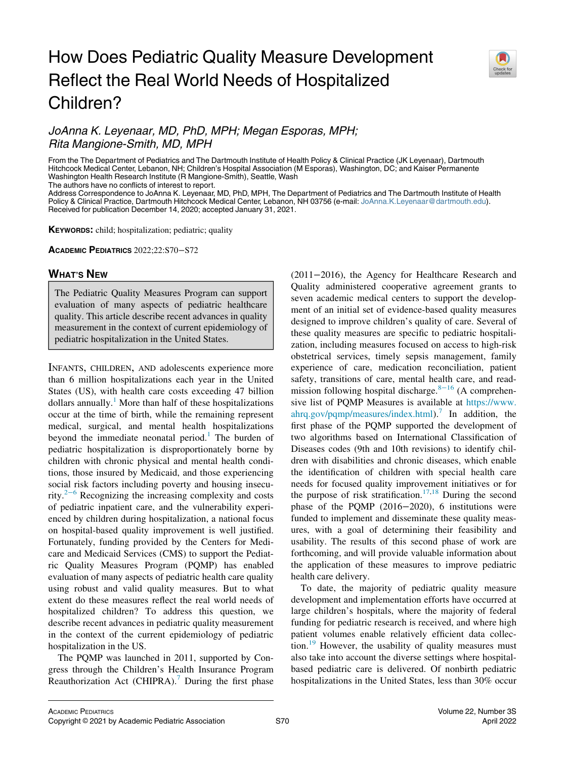# How Does Pediatric Quality Measure Development Reflect the Real World Needs of Hospitalized Children?

*JoAnna K. Leyenaar, MD, PhD, MPH; Megan Esporas, MPH; Rita Mangione-Smith, MD, MPH*

From the The Department of Pediatrics and The Dartmouth Institute of Health Policy & Clinical Practice (JK Leyenaar), Dartmouth Hitchcock Medical Center, Lebanon, NH; Children's Hospital Association (M Esporas), Washington, DC; and Kaiser Permanente Washington Health Research Institute (R Mangione-Smith), Seattle, Wash

The authors have no conflicts of interest to report.

Address Correspondence to JoAnna K. Leyenaar, MD, PhD, MPH, The Department of Pediatrics and The Dartmouth Institute of Health Policy & Clinical Practice, Dartmouth Hitchcock Medical Center, Lebanon, NH 03756 (e-mail: JoAnna.K.Leyenaar@dartmouth.edu).

Received for publication December 14, 2020; accepted January 31, 2021.

**Keywords:** child; hospitalization; pediatric; quality

**Academic Pediatrics** 2022;22:S70−S72

## What's New

The Pediatric Quality Measures Program can support evaluation of many aspects of pediatric healthcare quality. This article describe recent advances in quality measurement in the context of current epidemiology of pediatric hospitalization in the United States.

Infants, children, and adolescents experience more than 6 million hospitalizations each year in the United States (US), with health care costs exceeding 47 billion dollars annually.[1] More than half of these hospitalizations occur at the time of birth, while the remaining represent medical, surgical, and mental health hospitalizations beyond the immediate neonatal period.[1] The burden of pediatric hospitalization is disproportionately borne by children with chronic physical and mental health conditions, those insured by Medicaid, and those experiencing social risk factors including poverty and housing insecurity.[2−6] Recognizing the increasing complexity and costs of pediatric inpatient care, and the vulnerability experienced by children during hospitalization, a national focus on hospital-based quality improvement is well justified. Fortunately, funding provided by the Centers for Medicare and Medicaid Services (CMS) to support the Pediatric Quality Measures Program (PQMP) has enabled evaluation of many aspects of pediatric health care quality using robust and valid quality measures. But to what extent do these measures reflect the real world needs of hospitalized children? To address this question, we describe recent advances in pediatric quality measurement in the context of the current epidemiology of pediatric hospitalization in the US.

The PQMP was launched in 2011, supported by Congress through the Children's Health Insurance Program Reauthorization Act (CHIPRA).[7] During the first phase (2011−2016), the Agency for Healthcare Research and Quality administered cooperative agreement grants to seven academic medical centers to support the development of an initial set of evidence-based quality measures designed to improve children's quality of care. Several of these quality measures are specific to pediatric hospitalization, including measures focused on access to high-risk obstetrical services, timely sepsis management, family experience of care, medication reconciliation, patient safety, transitions of care, mental health care, and readmission following hospital discharge.[8−16] (A comprehensive list of PQMP Measures is available at https://www.ahrq.gov/pqmp/measures/index.html).[7] In addition, the first phase of the PQMP supported the development of two algorithms based on International Classification of Diseases codes (9th and 10th revisions) to identify children with disabilities and chronic diseases, which enable the identification of children with special health care needs for focused quality improvement initiatives or for the purpose of risk stratification.[17,18] During the second phase of the PQMP (2016−2020), 6 institutions were funded to implement and disseminate these quality measures, with a goal of determining their feasibility and usability. The results of this second phase of work are forthcoming, and will provide valuable information about the application of these measures to improve pediatric health care delivery.

To date, the majority of pediatric quality measure development and implementation efforts have occurred at large children's hospitals, where the majority of federal funding for pediatric research is received, and where high patient volumes enable relatively efficient data collection.[19] However, the usability of quality measures must also take into account the diverse settings where hospital-based pediatric care is delivered. Of nonbirth pediatric hospitalizations in the United States, less than 30% occur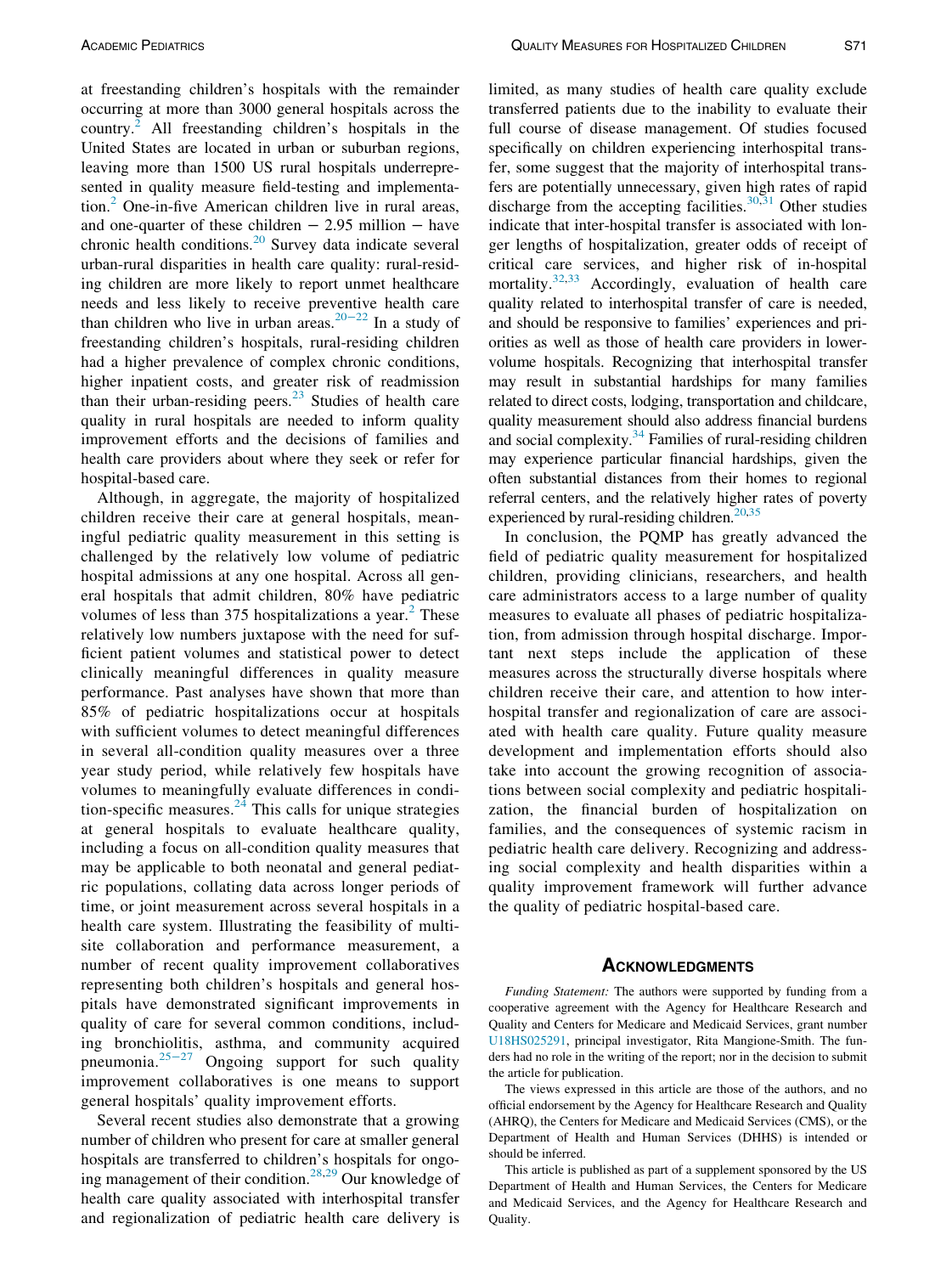at freestanding children's hospitals with the remainder occurring at more than 3000 general hospitals across the country.[2] All freestanding children's hospitals in the United States are located in urban or suburban regions, leaving more than 1500 US rural hospitals underrepresented in quality measure field-testing and implementation.[2] One-in-five American children live in rural areas, and one-quarter of these children − 2.95 million − have chronic health conditions.[20] Survey data indicate several urban-rural disparities in health care quality: rural-residing children are more likely to report unmet healthcare needs and less likely to receive preventive health care than children who live in urban areas.[20−22] In a study of freestanding children's hospitals, rural-residing children had a higher prevalence of complex chronic conditions, higher inpatient costs, and greater risk of readmission than their urban-residing peers.[23] Studies of health care quality in rural hospitals are needed to inform quality improvement efforts and the decisions of families and health care providers about where they seek or refer for hospital-based care.

Although, in aggregate, the majority of hospitalized children receive their care at general hospitals, meaningful pediatric quality measurement in this setting is challenged by the relatively low volume of pediatric hospital admissions at any one hospital. Across all general hospitals that admit children, 80% have pediatric volumes of less than 375 hospitalizations a year.[2] These relatively low numbers juxtapose with the need for sufficient patient volumes and statistical power to detect clinically meaningful differences in quality measure performance. Past analyses have shown that more than 85% of pediatric hospitalizations occur at hospitals with sufficient volumes to detect meaningful differences in several all-condition quality measures over a three year study period, while relatively few hospitals have volumes to meaningfully evaluate differences in condition-specific measures.[24] This calls for unique strategies at general hospitals to evaluate healthcare quality, including a focus on all-condition quality measures that may be applicable to both neonatal and general pediatric populations, collating data across longer periods of time, or joint measurement across several hospitals in a health care system. Illustrating the feasibility of multisite collaboration and performance measurement, a number of recent quality improvement collaboratives representing both children's hospitals and general hospitals have demonstrated significant improvements in quality of care for several common conditions, including bronchiolitis, asthma, and community acquired pneumonia.[25−27] Ongoing support for such quality improvement collaboratives is one means to support general hospitals' quality improvement efforts.

Several recent studies also demonstrate that a growing number of children who present for care at smaller general hospitals are transferred to children's hospitals for ongoing management of their condition.[28,29] Our knowledge of health care quality associated with interhospital transfer and regionalization of pediatric health care delivery is limited, as many studies of health care quality exclude transferred patients due to the inability to evaluate their full course of disease management. Of studies focused specifically on children experiencing interhospital transfer, some suggest that the majority of interhospital transfers are potentially unnecessary, given high rates of rapid discharge from the accepting facilities.[30,31] Other studies indicate that inter-hospital transfer is associated with longer lengths of hospitalization, greater odds of receipt of critical care services, and higher risk of in-hospital mortality.[32,33] Accordingly, evaluation of health care quality related to interhospital transfer of care is needed, and should be responsive to families' experiences and priorities as well as those of health care providers in lower-volume hospitals. Recognizing that interhospital transfer may result in substantial hardships for many families related to direct costs, lodging, transportation and childcare, quality measurement should also address financial burdens and social complexity.[34] Families of rural-residing children may experience particular financial hardships, given the often substantial distances from their homes to regional referral centers, and the relatively higher rates of poverty experienced by rural-residing children.[20,35]

In conclusion, the PQMP has greatly advanced the field of pediatric quality measurement for hospitalized children, providing clinicians, researchers, and health care administrators access to a large number of quality measures to evaluate all phases of pediatric hospitalization, from admission through hospital discharge. Important next steps include the application of these measures across the structurally diverse hospitals where children receive their care, and attention to how interhospital transfer and regionalization of care are associated with health care quality. Future quality measure development and implementation efforts should also take into account the growing recognition of associations between social complexity and pediatric hospitalization, the financial burden of hospitalization on families, and the consequences of systemic racism in pediatric health care delivery. Recognizing and addressing social complexity and health disparities within a quality improvement framework will further advance the quality of pediatric hospital-based care.

## Acknowledgments

*Funding Statement:* The authors were supported by funding from a cooperative agreement with the Agency for Healthcare Research and Quality and Centers for Medicare and Medicaid Services, grant number U18HS025291, principal investigator, Rita Mangione-Smith. The funders had no role in the writing of the report; nor in the decision to submit the article for publication.

The views expressed in this article are those of the authors, and no official endorsement by the Agency for Healthcare Research and Quality (AHRQ), the Centers for Medicare and Medicaid Services (CMS), or the Department of Health and Human Services (DHHS) is intended or should be inferred.

This article is published as part of a supplement sponsored by the US Department of Health and Human Services, the Centers for Medicare and Medicaid Services, and the Agency for Healthcare Research and Quality.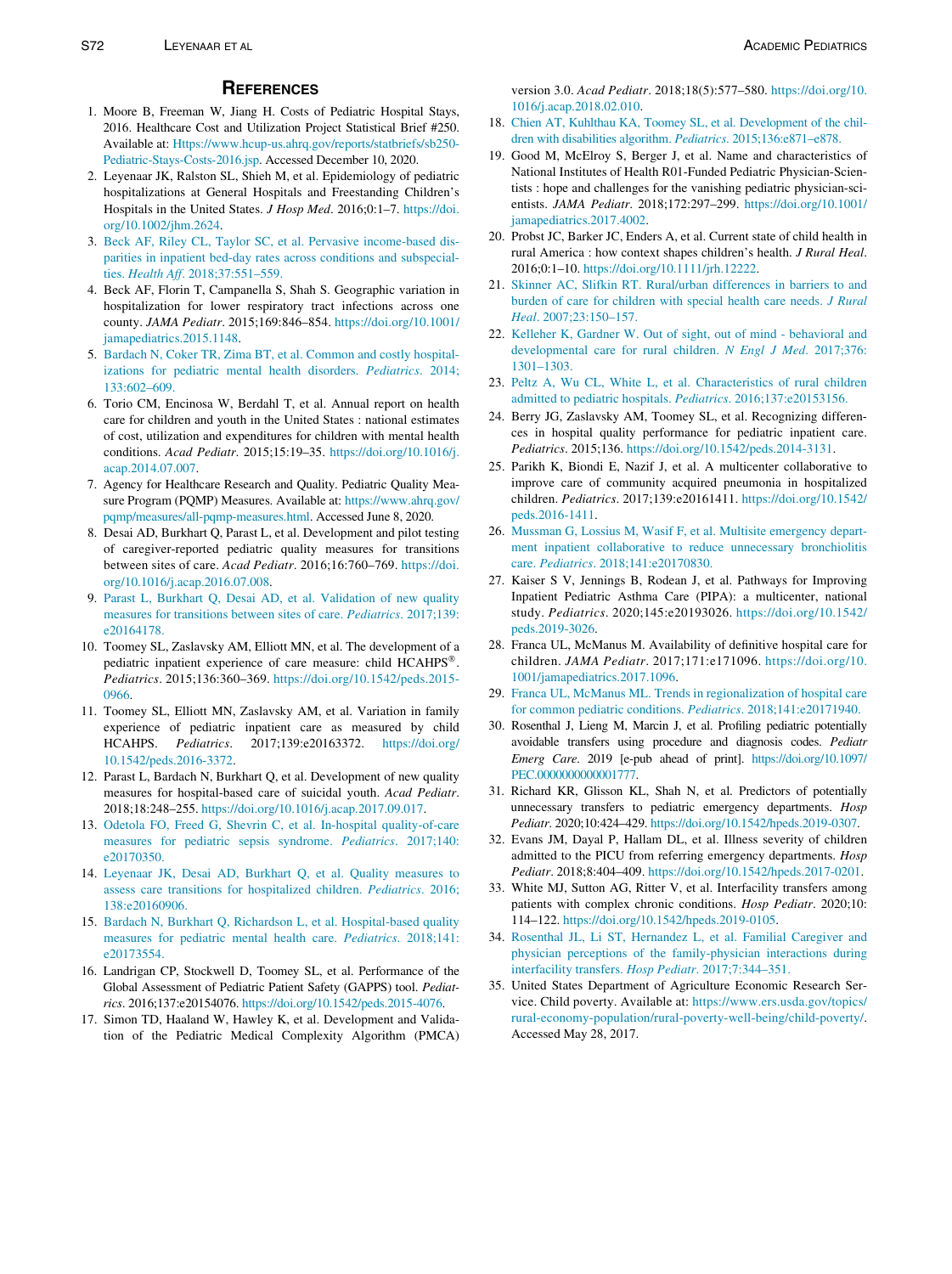## References

1. Moore B, Freeman W, Jiang H. Costs of Pediatric Hospital Stays, 2016. Healthcare Cost and Utilization Project Statistical Brief #250. Available at: Https://www.hcup-us.ahrq.gov/reports/statbriefs/sb250-Pediatric-Stays-Costs-2016.jsp. Accessed December 10, 2020.
2. Leyenaar JK, Ralston SL, Shieh M, et al. Epidemiology of pediatric hospitalizations at General Hospitals and Freestanding Children's Hospitals in the United States. *J Hosp Med*. 2016;0:1–7. https://doi.org/10.1002/jhm.2624.
3. Beck AF, Riley CL, Taylor SC, et al. Pervasive income-based disparities in inpatient bed-day rates across conditions and subspecialties. *Health Aff*. 2018;37:551–559.
4. Beck AF, Florin T, Campanella S, Shah S. Geographic variation in hospitalization for lower respiratory tract infections across one county. *JAMA Pediatr*. 2015;169:846–854. https://doi.org/10.1001/jamapediatrics.2015.1148.
5. Bardach N, Coker TR, Zima BT, et al. Common and costly hospitalizations for pediatric mental health disorders. *Pediatrics*. 2014;133:602–609.
6. Torio CM, Encinosa W, Berdahl T, et al. Annual report on health care for children and youth in the United States : national estimates of cost, utilization and expenditures for children with mental health conditions. *Acad Pediatr*. 2015;15:19–35. https://doi.org/10.1016/j.acap.2014.07.007.
7. Agency for Healthcare Research and Quality. Pediatric Quality Measure Program (PQMP) Measures. Available at: https://www.ahrq.gov/pqmp/measures/all-pqmp-measures.html. Accessed June 8, 2020.
8. Desai AD, Burkhart Q, Parast L, et al. Development and pilot testing of caregiver-reported pediatric quality measures for transitions between sites of care. *Acad Pediatr*. 2016;16:760–769. https://doi.org/10.1016/j.acap.2016.07.008.
9. Parast L, Burkhart Q, Desai AD, et al. Validation of new quality measures for transitions between sites of care. *Pediatrics*. 2017;139:e20164178.
10. Toomey SL, Zaslavsky AM, Elliott MN, et al. The development of a pediatric inpatient experience of care measure: child HCAHPS®. *Pediatrics*. 2015;136:360–369. https://doi.org/10.1542/peds.2015-0966.
11. Toomey SL, Elliott MN, Zaslavsky AM, et al. Variation in family experience of pediatric inpatient care as measured by child HCAHPS. *Pediatrics*. 2017;139:e20163372. https://doi.org/10.1542/peds.2016-3372.
12. Parast L, Bardach N, Burkhart Q, et al. Development of new quality measures for hospital-based care of suicidal youth. *Acad Pediatr*. 2018;18:248–255. https://doi.org/10.1016/j.acap.2017.09.017.
13. Odetola FO, Freed G, Shevrin C, et al. In-hospital quality-of-care measures for pediatric sepsis syndrome. *Pediatrics*. 2017;140:e20170350.
14. Leyenaar JK, Desai AD, Burkhart Q, et al. Quality measures to assess care transitions for hospitalized children. *Pediatrics*. 2016;138:e20160906.
15. Bardach N, Burkhart Q, Richardson L, et al. Hospital-based quality measures for pediatric mental health care. *Pediatrics*. 2018;141:e20173554.
16. Landrigan CP, Stockwell D, Toomey SL, et al. Performance of the Global Assessment of Pediatric Patient Safety (GAPPS) tool. *Pediatrics*. 2016;137:e20154076. https://doi.org/10.1542/peds.2015-4076.
17. Simon TD, Haaland W, Hawley K, et al. Development and Validation of the Pediatric Medical Complexity Algorithm (PMCA) version 3.0. *Acad Pediatr*. 2018;18(5):577–580. https://doi.org/10.1016/j.acap.2018.02.010.
18. Chien AT, Kuhlthau KA, Toomey SL, et al. Development of the children with disabilities algorithm. *Pediatrics*. 2015;136:e871–e878.
19. Good M, McElroy S, Berger J, et al. Name and characteristics of National Institutes of Health R01-Funded Pediatric Physician-Scientists : hope and challenges for the vanishing pediatric physician-scientists. *JAMA Pediatr*. 2018;172:297–299. https://doi.org/10.1001/jamapediatrics.2017.4002.
20. Probst JC, Barker JC, Enders A, et al. Current state of child health in rural America : how context shapes children's health. *J Rural Heal*. 2016;0:1–10. https://doi.org/10.1111/jrh.12222.
21. Skinner AC, Slifkin RT. Rural/urban differences in barriers to and burden of care for children with special health care needs. *J Rural Heal*. 2007;23:150–157.
22. Kelleher K, Gardner W. Out of sight, out of mind - behavioral and developmental care for rural children. *N Engl J Med*. 2017;376:1301–1303.
23. Peltz A, Wu CL, White L, et al. Characteristics of rural children admitted to pediatric hospitals. *Pediatrics*. 2016;137:e20153156.
24. Berry JG, Zaslavsky AM, Toomey SL, et al. Recognizing differences in hospital quality performance for pediatric inpatient care. *Pediatrics*. 2015;136. https://doi.org/10.1542/peds.2014-3131.
25. Parikh K, Biondi E, Nazif J, et al. A multicenter collaborative to improve care of community acquired pneumonia in hospitalized children. *Pediatrics*. 2017;139:e20161411. https://doi.org/10.1542/peds.2016-1411.
26. Mussman G, Lossius M, Wasif F, et al. Multisite emergency department inpatient collaborative to reduce unnecessary bronchiolitis care. *Pediatrics*. 2018;141:e20170830.
27. Kaiser S V, Jennings B, Rodean J, et al. Pathways for Improving Inpatient Pediatric Asthma Care (PIPA): a multicenter, national study. *Pediatrics*. 2020;145:e20193026. https://doi.org/10.1542/peds.2019-3026.
28. Franca UL, McManus M. Availability of definitive hospital care for children. *JAMA Pediatr*. 2017;171:e171096. https://doi.org/10.1001/jamapediatrics.2017.1096.
29. Franca UL, McManus ML. Trends in regionalization of hospital care for common pediatric conditions. *Pediatrics*. 2018;141:e20171940.
30. Rosenthal J, Lieng M, Marcin J, et al. Profiling pediatric potentially avoidable transfers using procedure and diagnosis codes. *Pediatr Emerg Care*. 2019 [e-pub ahead of print]. https://doi.org/10.1097/PEC.0000000000001777.
31. Richard KR, Glisson KL, Shah N, et al. Predictors of potentially unnecessary transfers to pediatric emergency departments. *Hosp Pediatr*. 2020;10:424–429. https://doi.org/10.1542/hpeds.2019-0307.
32. Evans JM, Dayal P, Hallam DL, et al. Illness severity of children admitted to the PICU from referring emergency departments. *Hosp Pediatr*. 2018;8:404–409. https://doi.org/10.1542/hpeds.2017-0201.
33. White MJ, Sutton AG, Ritter V, et al. Interfacility transfers among patients with complex chronic conditions. *Hosp Pediatr*. 2020;10:114–122. https://doi.org/10.1542/hpeds.2019-0105.
34. Rosenthal JL, Li ST, Hernandez L, et al. Familial Caregiver and physician perceptions of the family-physician interactions during interfacility transfers. *Hosp Pediatr*. 2017;7:344–351.
35. United States Department of Agriculture Economic Research Service. Child poverty. Available at: https://www.ers.usda.gov/topics/rural-economy-population/rural-poverty-well-being/child-poverty/. Accessed May 28, 2017.